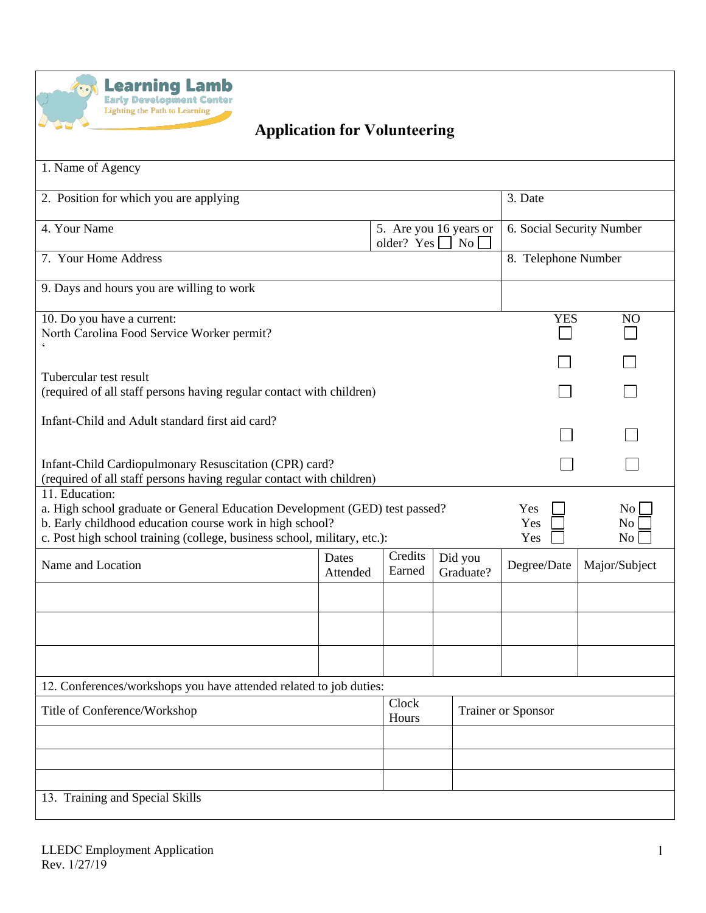Learning Lamb
Early Development Center
Lighting the Path to Learning

# Application for Volunteering

1. Name of Agency

2. Position for which you are applying

3. Date

4. Your Name

5. Are you 16 years or older? Yes ☐ No ☐

6. Social Security Number

7. Your Home Address

8. Telephone Number

9. Days and hours you are willing to work

10. Do you have a current:

| | YES | NO |
|---|---|---|
| North Carolina Food Service Worker permit? | ☐ | ☐ |
| | ☐ | ☐ |
| Tubercular test result (required of all staff persons having regular contact with children) | ☐ | ☐ |
| Infant-Child and Adult standard first aid card? | ☐ | ☐ |
| Infant-Child Cardiopulmonary Resuscitation (CPR) card? (required of all staff persons having regular contact with children) | ☐ | ☐ |

11. Education:

a. High school graduate or General Education Development (GED) test passed? Yes ☐ No ☐

b. Early childhood education course work in high school? Yes ☐ No ☐

c. Post high school training (college, business school, military, etc.): Yes ☐ No ☐

| Name and Location | Dates Attended | Credits Earned | Did you Graduate? | Degree/Date | Major/Subject |
|---|---|---|---|---|---|
| | | | | | |
| | | | | | |
| | | | | | |

12. Conferences/workshops you have attended related to job duties:

| Title of Conference/Workshop | Clock Hours | Trainer or Sponsor |
|---|---|---|
| | | |
| | | |
| | | |

13. Training and Special Skills

LLEDC Employment Application
Rev. 1/27/19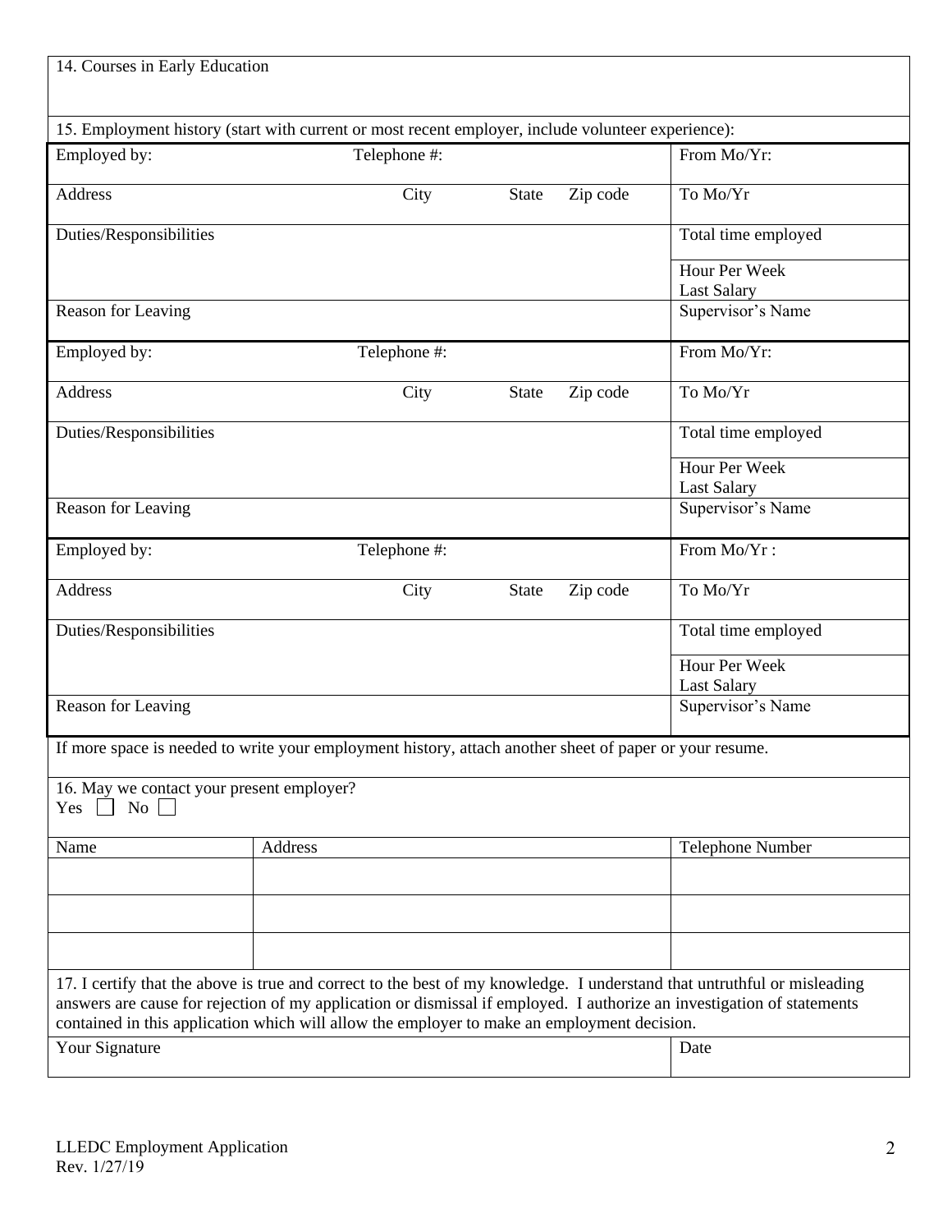14. Courses in Early Education

15. Employment history (start with current or most recent employer, include volunteer experience):

| | | | | |
|---|---|---|---|---|
| Employed by: | Telephone #: | | | From Mo/Yr: |
| Address | City | State | Zip code | To Mo/Yr |
| Duties/Responsibilities | | | | Total time employed |
| | | | | Hour Per Week<br>Last Salary |
| Reason for Leaving | | | | Supervisor's Name |
| Employed by: | Telephone #: | | | From Mo/Yr: |
| Address | City | State | Zip code | To Mo/Yr |
| Duties/Responsibilities | | | | Total time employed |
| | | | | Hour Per Week<br>Last Salary |
| Reason for Leaving | | | | Supervisor's Name |
| Employed by: | Telephone #: | | | From Mo/Yr : |
| Address | City | State | Zip code | To Mo/Yr |
| Duties/Responsibilities | | | | Total time employed |
| | | | | Hour Per Week<br>Last Salary |
| Reason for Leaving | | | | Supervisor's Name |

If more space is needed to write your employment history, attach another sheet of paper or your resume.

16. May we contact your present employer?
Yes ☐ No ☐

| Name | Address | Telephone Number |
|---|---|---|
| | | |
| | | |
| | | |

17. I certify that the above is true and correct to the best of my knowledge. I understand that untruthful or misleading answers are cause for rejection of my application or dismissal if employed. I authorize an investigation of statements contained in this application which will allow the employer to make an employment decision.

| Your Signature | Date |
|---|---|
| | |

LLEDC Employment Application
Rev. 1/27/19